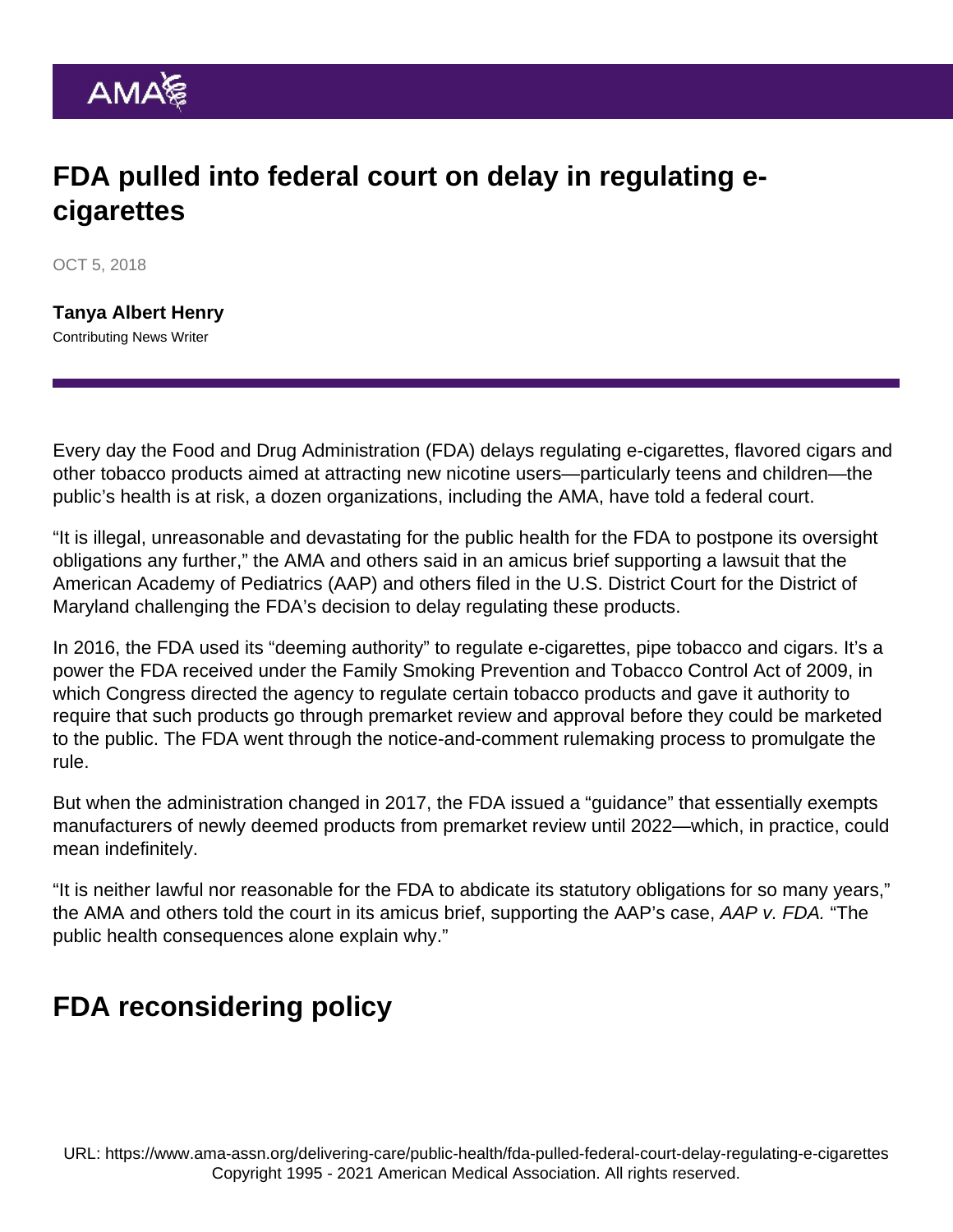# FDA pulled into federal court on delay in regulating e-cigarettes

OCT 5, 2018

**Tanya Albert Henry**
Contributing News Writer

Every day the Food and Drug Administration (FDA) delays regulating e-cigarettes, flavored cigars and other tobacco products aimed at attracting new nicotine users—particularly teens and children—the public's health is at risk, a dozen organizations, including the AMA, have told a federal court.

"It is illegal, unreasonable and devastating for the public health for the FDA to postpone its oversight obligations any further," the AMA and others said in an amicus brief supporting a lawsuit that the American Academy of Pediatrics (AAP) and others filed in the U.S. District Court for the District of Maryland challenging the FDA's decision to delay regulating these products.

In 2016, the FDA used its "deeming authority" to regulate e-cigarettes, pipe tobacco and cigars. It's a power the FDA received under the Family Smoking Prevention and Tobacco Control Act of 2009, in which Congress directed the agency to regulate certain tobacco products and gave it authority to require that such products go through premarket review and approval before they could be marketed to the public. The FDA went through the notice-and-comment rulemaking process to promulgate the rule.

But when the administration changed in 2017, the FDA issued a "guidance" that essentially exempts manufacturers of newly deemed products from premarket review until 2022—which, in practice, could mean indefinitely.

"It is neither lawful nor reasonable for the FDA to abdicate its statutory obligations for so many years," the AMA and others told the court in its amicus brief, supporting the AAP's case, *AAP v. FDA.* "The public health consequences alone explain why."

## FDA reconsidering policy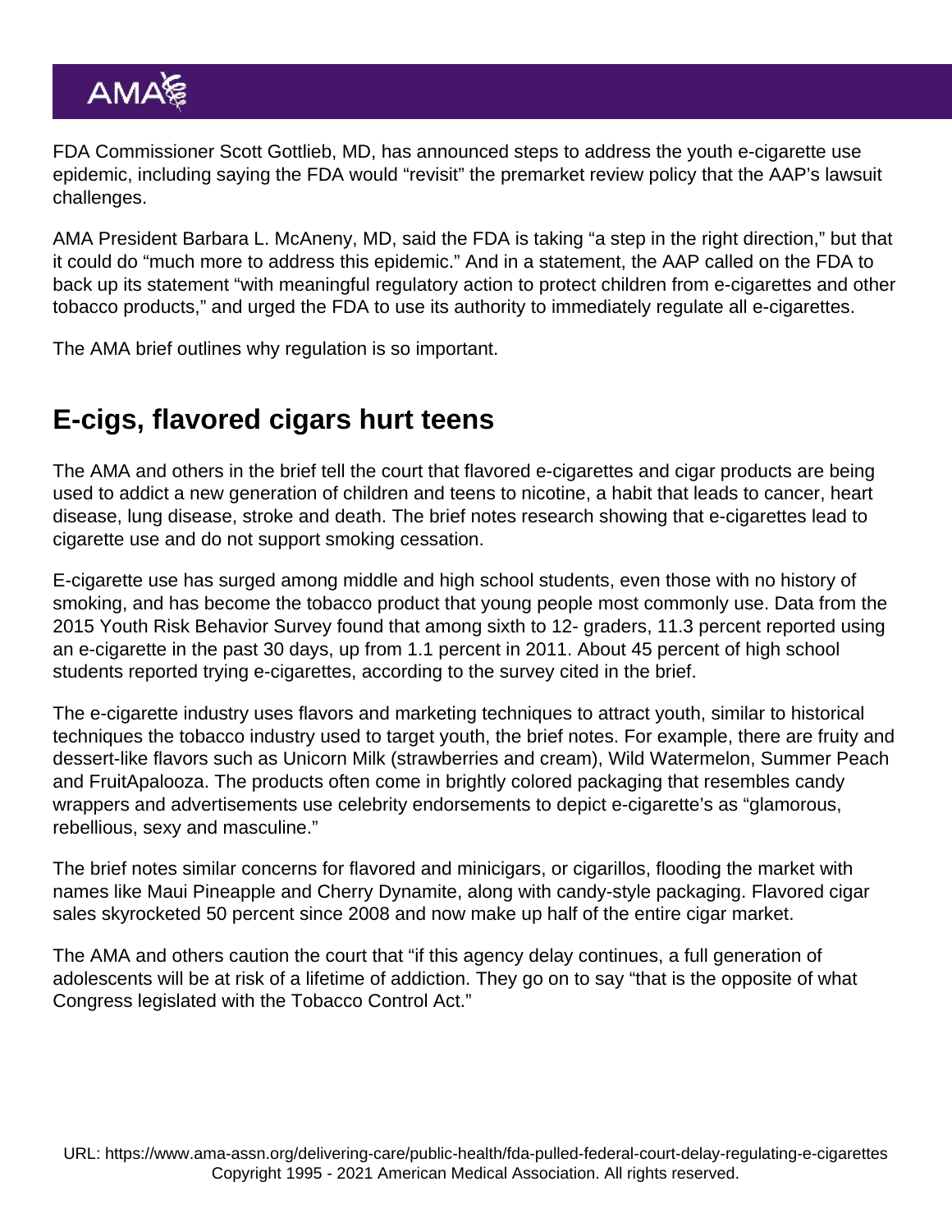FDA Commissioner Scott Gottlieb, MD, has announced steps to address the youth e-cigarette use epidemic, including saying the FDA would "revisit" the premarket review policy that the AAP's lawsuit challenges.

AMA President Barbara L. McAneny, MD, said the FDA is taking "a step in the right direction," but that it could do "much more to address this epidemic." And in a statement, the AAP called on the FDA to back up its statement "with meaningful regulatory action to protect children from e-cigarettes and other tobacco products," and urged the FDA to use its authority to immediately regulate all e-cigarettes.

The AMA brief outlines why regulation is so important.

## E-cigs, flavored cigars hurt teens

The AMA and others in the brief tell the court that flavored e-cigarettes and cigar products are being used to addict a new generation of children and teens to nicotine, a habit that leads to cancer, heart disease, lung disease, stroke and death. The brief notes research showing that e-cigarettes lead to cigarette use and do not support smoking cessation.

E-cigarette use has surged among middle and high school students, even those with no history of smoking, and has become the tobacco product that young people most commonly use. Data from the 2015 Youth Risk Behavior Survey found that among sixth to 12- graders, 11.3 percent reported using an e-cigarette in the past 30 days, up from 1.1 percent in 2011. About 45 percent of high school students reported trying e-cigarettes, according to the survey cited in the brief.

The e-cigarette industry uses flavors and marketing techniques to attract youth, similar to historical techniques the tobacco industry used to target youth, the brief notes. For example, there are fruity and dessert-like flavors such as Unicorn Milk (strawberries and cream), Wild Watermelon, Summer Peach and FruitApalooza. The products often come in brightly colored packaging that resembles candy wrappers and advertisements use celebrity endorsements to depict e-cigarette's as "glamorous, rebellious, sexy and masculine."

The brief notes similar concerns for flavored and minicigars, or cigarillos, flooding the market with names like Maui Pineapple and Cherry Dynamite, along with candy-style packaging. Flavored cigar sales skyrocketed 50 percent since 2008 and now make up half of the entire cigar market.

The AMA and others caution the court that "if this agency delay continues, a full generation of adolescents will be at risk of a lifetime of addiction. They go on to say "that is the opposite of what Congress legislated with the Tobacco Control Act."